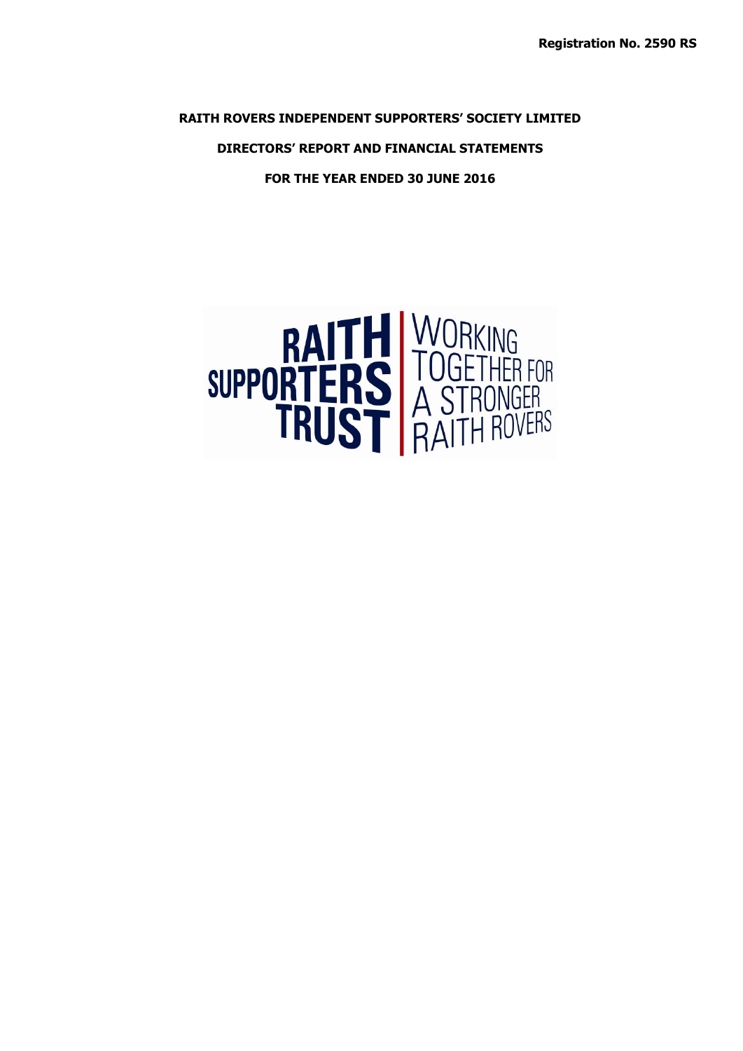**Registration No. 2590 RS**

# RAITH ROVERS INDEPENDENT SUPPORTERS' SOCIETY LIMITED

## DIRECTORS' REPORT AND FINANCIAL STATEMENTS

## FOR THE YEAR ENDED 30 JUNE 2016

RAITH SUPPORTERS TRUST | WORKING TOGETHER FOR A STRONGER RAITH ROVERS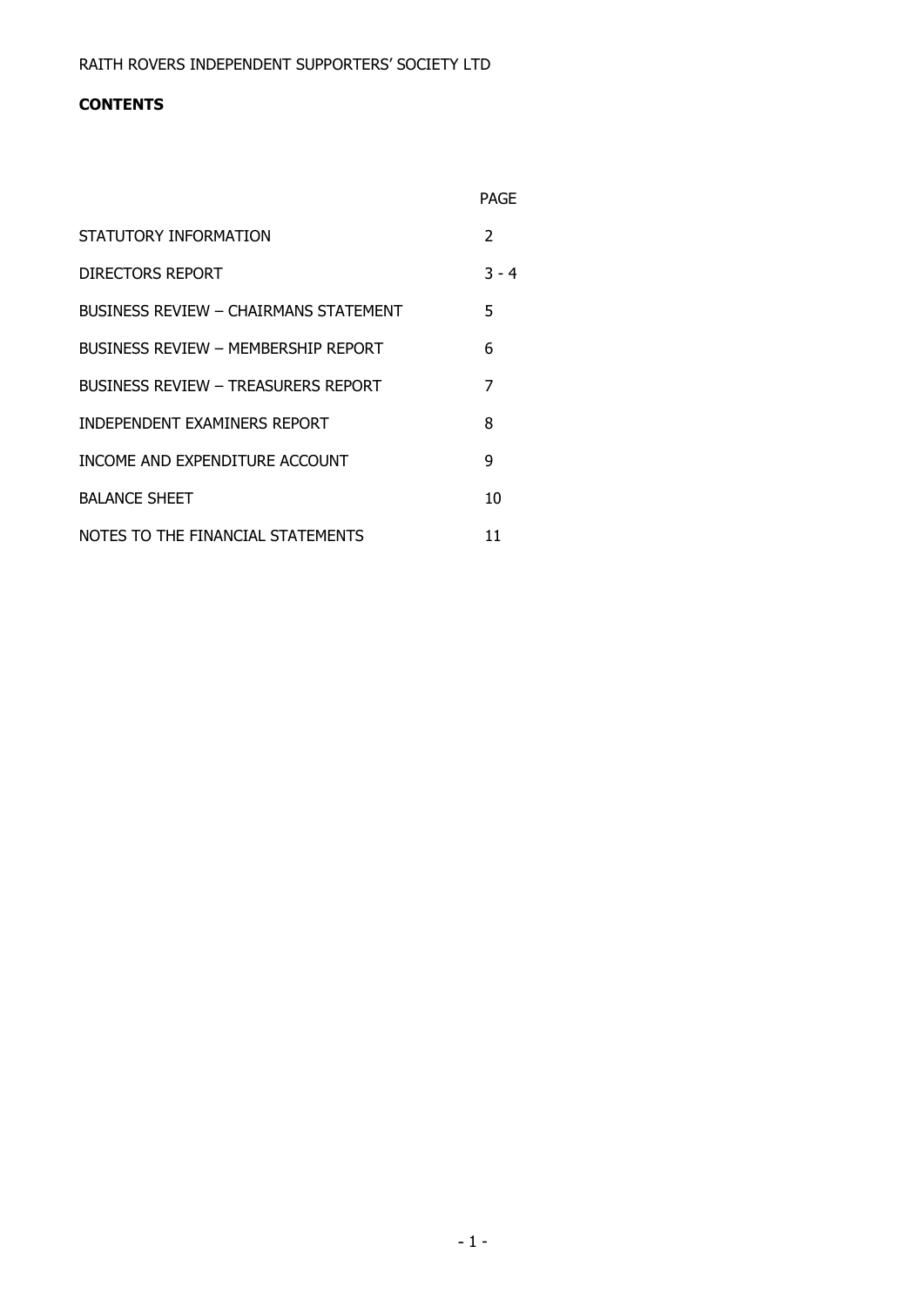RAITH ROVERS INDEPENDENT SUPPORTERS' SOCIETY LTD

**CONTENTS**

| | PAGE |
|---|---|
| STATUTORY INFORMATION | 2 |
| DIRECTORS REPORT | 3 - 4 |
| BUSINESS REVIEW – CHAIRMANS STATEMENT | 5 |
| BUSINESS REVIEW – MEMBERSHIP REPORT | 6 |
| BUSINESS REVIEW – TREASURERS REPORT | 7 |
| INDEPENDENT EXAMINERS REPORT | 8 |
| INCOME AND EXPENDITURE ACCOUNT | 9 |
| BALANCE SHEET | 10 |
| NOTES TO THE FINANCIAL STATEMENTS | 11 |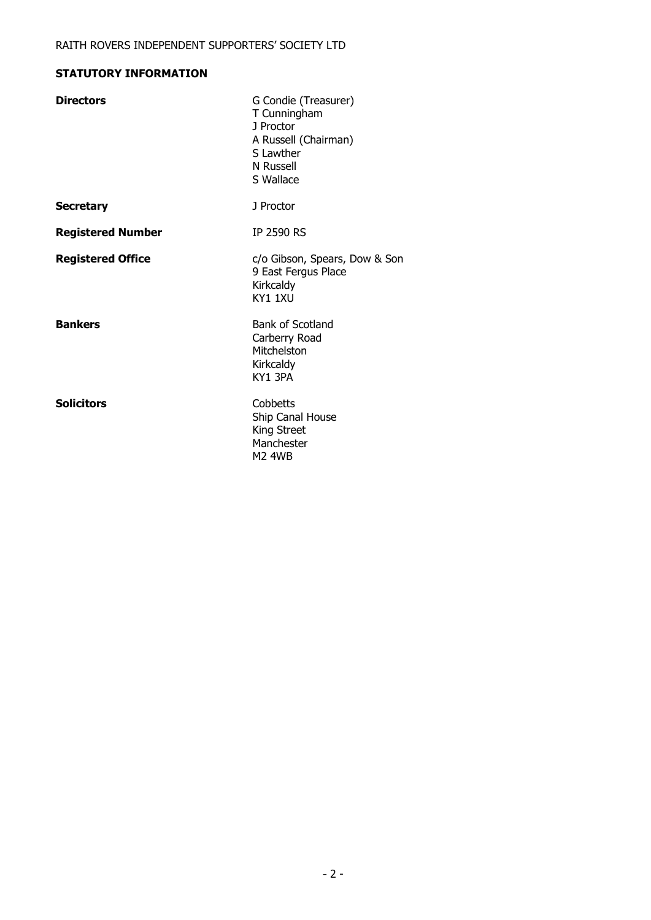RAITH ROVERS INDEPENDENT SUPPORTERS' SOCIETY LTD

## STATUTORY INFORMATION

| | |
|---|---|
| **Directors** | G Condie (Treasurer)<br>T Cunningham<br>J Proctor<br>A Russell (Chairman)<br>S Lawther<br>N Russell<br>S Wallace |
| **Secretary** | J Proctor |
| **Registered Number** | IP 2590 RS |
| **Registered Office** | c/o Gibson, Spears, Dow & Son<br>9 East Fergus Place<br>Kirkcaldy<br>KY1 1XU |
| **Bankers** | Bank of Scotland<br>Carberry Road<br>Mitchelston<br>Kirkcaldy<br>KY1 3PA |
| **Solicitors** | Cobbetts<br>Ship Canal House<br>King Street<br>Manchester<br>M2 4WB |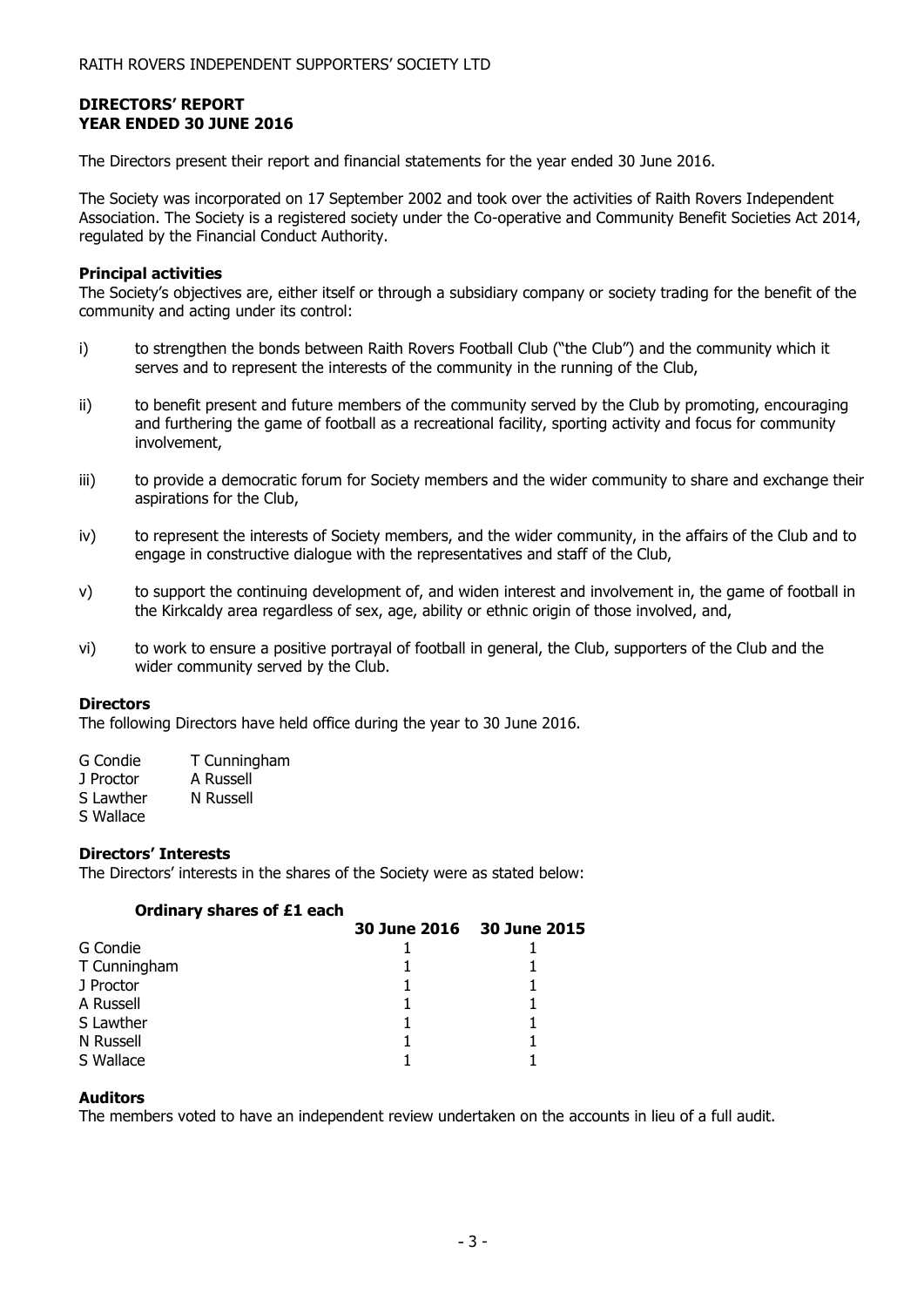RAITH ROVERS INDEPENDENT SUPPORTERS' SOCIETY LTD

## DIRECTORS' REPORT
## YEAR ENDED 30 JUNE 2016

The Directors present their report and financial statements for the year ended 30 June 2016.

The Society was incorporated on 17 September 2002 and took over the activities of Raith Rovers Independent Association. The Society is a registered society under the Co-operative and Community Benefit Societies Act 2014, regulated by the Financial Conduct Authority.

### Principal activities

The Society's objectives are, either itself or through a subsidiary company or society trading for the benefit of the community and acting under its control:

i) to strengthen the bonds between Raith Rovers Football Club ("the Club") and the community which it serves and to represent the interests of the community in the running of the Club,

ii) to benefit present and future members of the community served by the Club by promoting, encouraging and furthering the game of football as a recreational facility, sporting activity and focus for community involvement,

iii) to provide a democratic forum for Society members and the wider community to share and exchange their aspirations for the Club,

iv) to represent the interests of Society members, and the wider community, in the affairs of the Club and to engage in constructive dialogue with the representatives and staff of the Club,

v) to support the continuing development of, and widen interest and involvement in, the game of football in the Kirkcaldy area regardless of sex, age, ability or ethnic origin of those involved, and,

vi) to work to ensure a positive portrayal of football in general, the Club, supporters of the Club and the wider community served by the Club.

### Directors

The following Directors have held office during the year to 30 June 2016.

| | |
|---|---|
| G Condie | T Cunningham |
| J Proctor | A Russell |
| S Lawther | N Russell |
| S Wallace | |

### Directors' Interests

The Directors' interests in the shares of the Society were as stated below:

**Ordinary shares of £1 each**

| | 30 June 2016 | 30 June 2015 |
|---|---|---|
| G Condie | 1 | 1 |
| T Cunningham | 1 | 1 |
| J Proctor | 1 | 1 |
| A Russell | 1 | 1 |
| S Lawther | 1 | 1 |
| N Russell | 1 | 1 |
| S Wallace | 1 | 1 |

### Auditors

The members voted to have an independent review undertaken on the accounts in lieu of a full audit.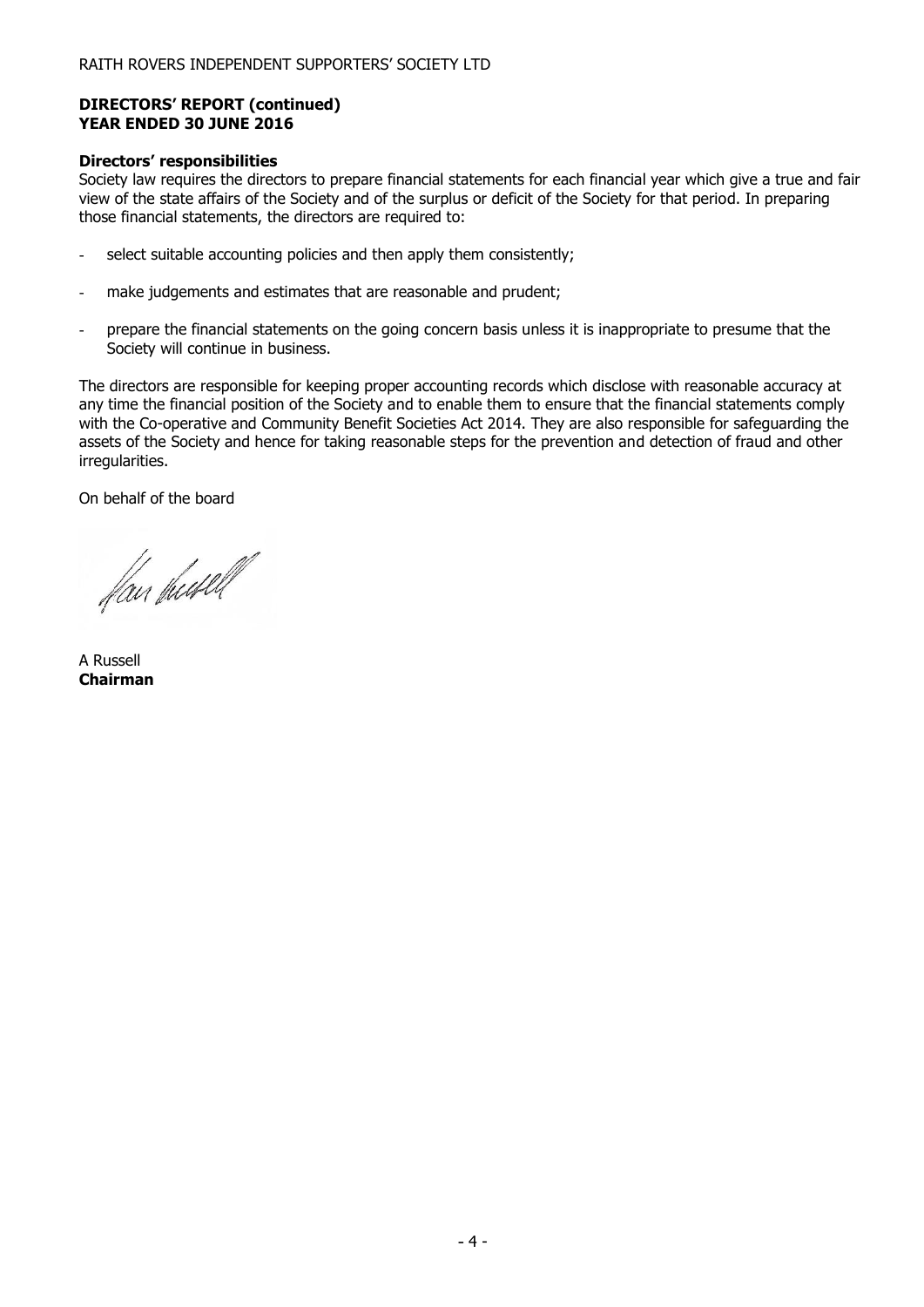**DIRECTORS' REPORT (continued)**
**YEAR ENDED 30 JUNE 2016**

**Directors' responsibilities**

Society law requires the directors to prepare financial statements for each financial year which give a true and fair view of the state affairs of the Society and of the surplus or deficit of the Society for that period. In preparing those financial statements, the directors are required to:

- select suitable accounting policies and then apply them consistently;
- make judgements and estimates that are reasonable and prudent;
- prepare the financial statements on the going concern basis unless it is inappropriate to presume that the Society will continue in business.

The directors are responsible for keeping proper accounting records which disclose with reasonable accuracy at any time the financial position of the Society and to enable them to ensure that the financial statements comply with the Co-operative and Community Benefit Societies Act 2014. They are also responsible for safeguarding the assets of the Society and hence for taking reasonable steps for the prevention and detection of fraud and other irregularities.

On behalf of the board

A Russell
**Chairman**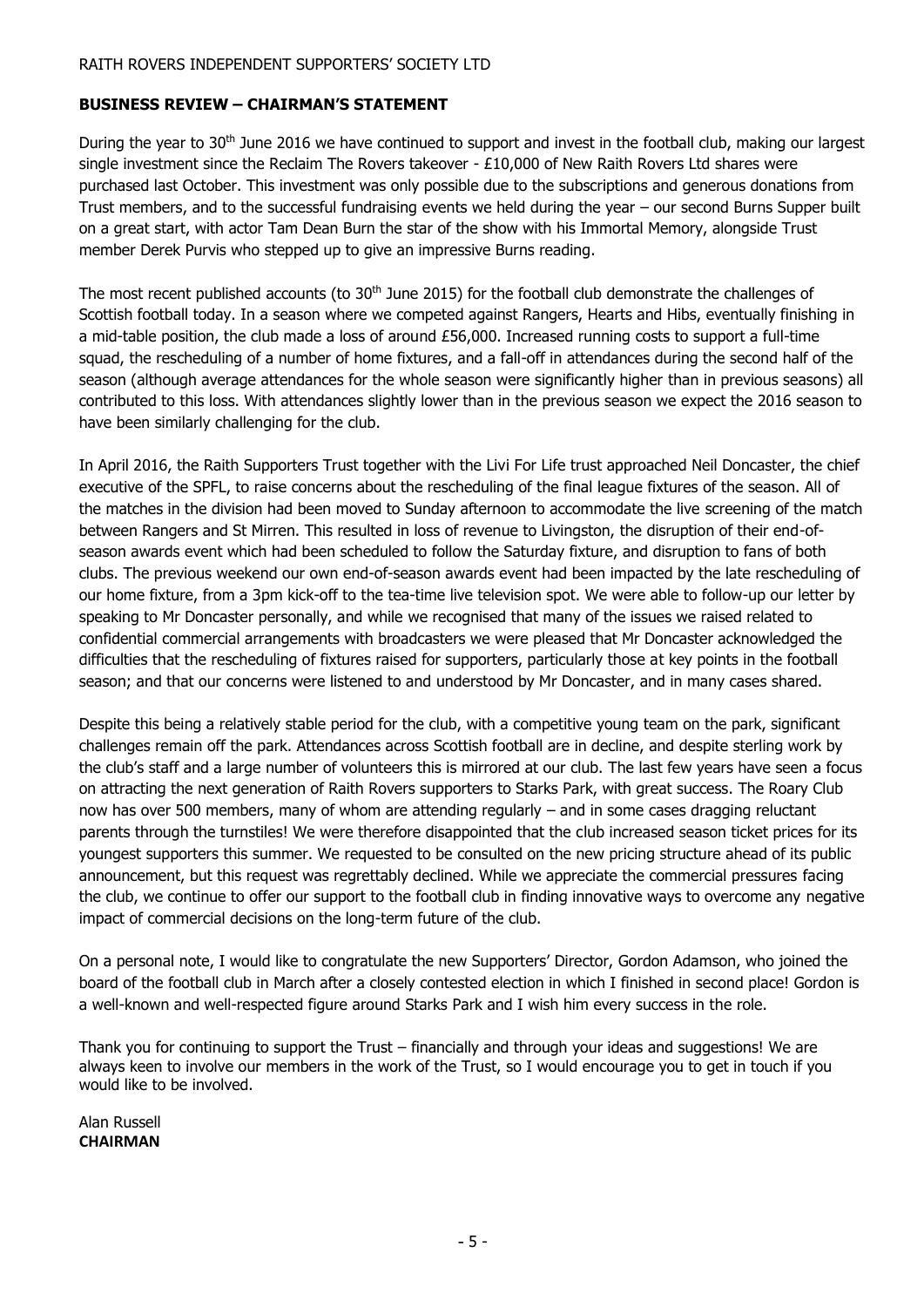RAITH ROVERS INDEPENDENT SUPPORTERS' SOCIETY LTD

## BUSINESS REVIEW – CHAIRMAN'S STATEMENT

During the year to 30th June 2016 we have continued to support and invest in the football club, making our largest single investment since the Reclaim The Rovers takeover - £10,000 of New Raith Rovers Ltd shares were purchased last October. This investment was only possible due to the subscriptions and generous donations from Trust members, and to the successful fundraising events we held during the year – our second Burns Supper built on a great start, with actor Tam Dean Burn the star of the show with his Immortal Memory, alongside Trust member Derek Purvis who stepped up to give an impressive Burns reading.

The most recent published accounts (to 30th June 2015) for the football club demonstrate the challenges of Scottish football today. In a season where we competed against Rangers, Hearts and Hibs, eventually finishing in a mid-table position, the club made a loss of around £56,000. Increased running costs to support a full-time squad, the rescheduling of a number of home fixtures, and a fall-off in attendances during the second half of the season (although average attendances for the whole season were significantly higher than in previous seasons) all contributed to this loss. With attendances slightly lower than in the previous season we expect the 2016 season to have been similarly challenging for the club.

In April 2016, the Raith Supporters Trust together with the Livi For Life trust approached Neil Doncaster, the chief executive of the SPFL, to raise concerns about the rescheduling of the final league fixtures of the season. All of the matches in the division had been moved to Sunday afternoon to accommodate the live screening of the match between Rangers and St Mirren. This resulted in loss of revenue to Livingston, the disruption of their end-of-season awards event which had been scheduled to follow the Saturday fixture, and disruption to fans of both clubs. The previous weekend our own end-of-season awards event had been impacted by the late rescheduling of our home fixture, from a 3pm kick-off to the tea-time live television spot. We were able to follow-up our letter by speaking to Mr Doncaster personally, and while we recognised that many of the issues we raised related to confidential commercial arrangements with broadcasters we were pleased that Mr Doncaster acknowledged the difficulties that the rescheduling of fixtures raised for supporters, particularly those at key points in the football season; and that our concerns were listened to and understood by Mr Doncaster, and in many cases shared.

Despite this being a relatively stable period for the club, with a competitive young team on the park, significant challenges remain off the park. Attendances across Scottish football are in decline, and despite sterling work by the club's staff and a large number of volunteers this is mirrored at our club. The last few years have seen a focus on attracting the next generation of Raith Rovers supporters to Starks Park, with great success. The Roary Club now has over 500 members, many of whom are attending regularly – and in some cases dragging reluctant parents through the turnstiles! We were therefore disappointed that the club increased season ticket prices for its youngest supporters this summer. We requested to be consulted on the new pricing structure ahead of its public announcement, but this request was regrettably declined. While we appreciate the commercial pressures facing the club, we continue to offer our support to the football club in finding innovative ways to overcome any negative impact of commercial decisions on the long-term future of the club.

On a personal note, I would like to congratulate the new Supporters' Director, Gordon Adamson, who joined the board of the football club in March after a closely contested election in which I finished in second place! Gordon is a well-known and well-respected figure around Starks Park and I wish him every success in the role.

Thank you for continuing to support the Trust – financially and through your ideas and suggestions! We are always keen to involve our members in the work of the Trust, so I would encourage you to get in touch if you would like to be involved.

Alan Russell
**CHAIRMAN**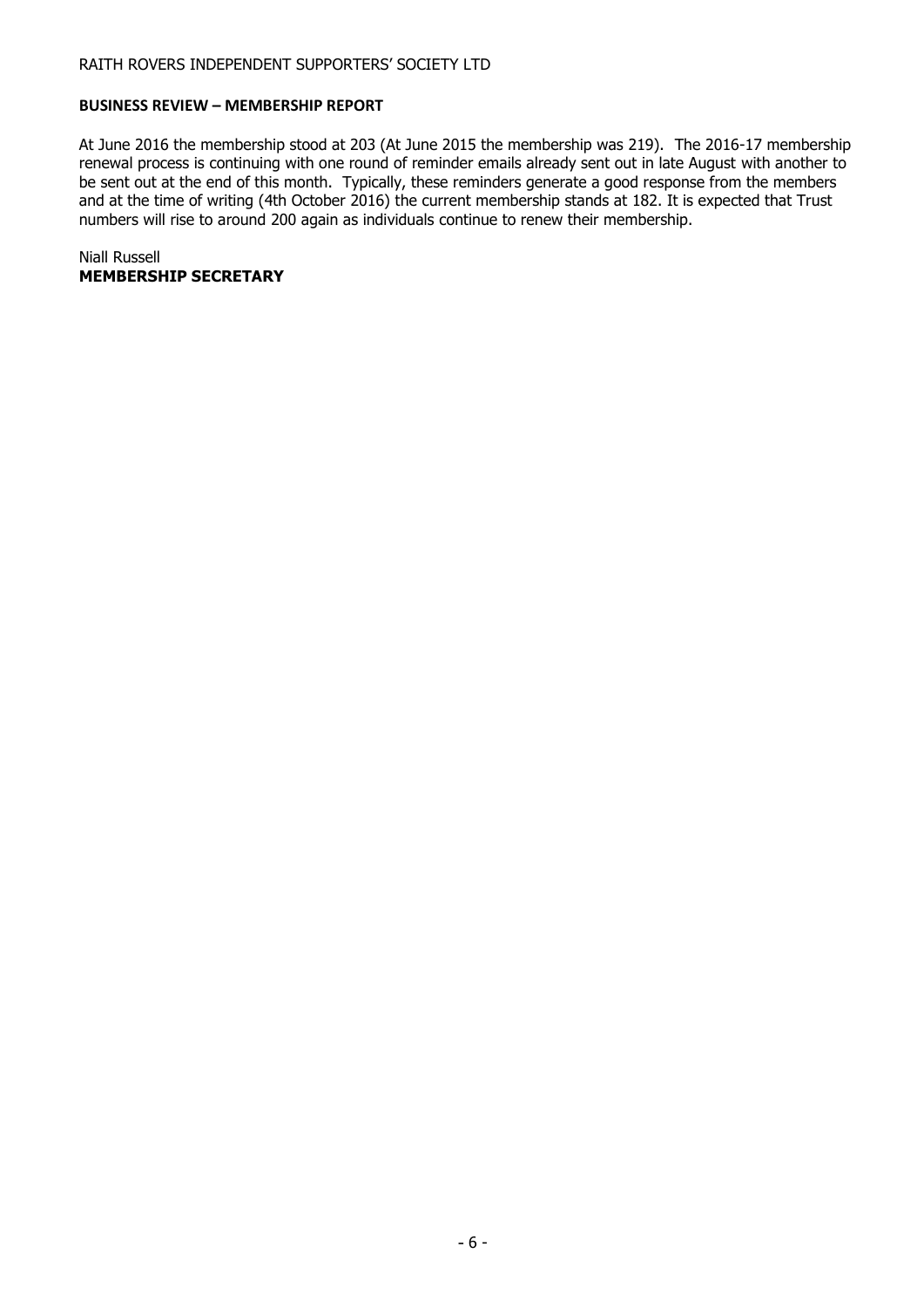## BUSINESS REVIEW – MEMBERSHIP REPORT

At June 2016 the membership stood at 203 (At June 2015 the membership was 219). The 2016-17 membership renewal process is continuing with one round of reminder emails already sent out in late August with another to be sent out at the end of this month. Typically, these reminders generate a good response from the members and at the time of writing (4th October 2016) the current membership stands at 182. It is expected that Trust numbers will rise to around 200 again as individuals continue to renew their membership.

Niall Russell
**MEMBERSHIP SECRETARY**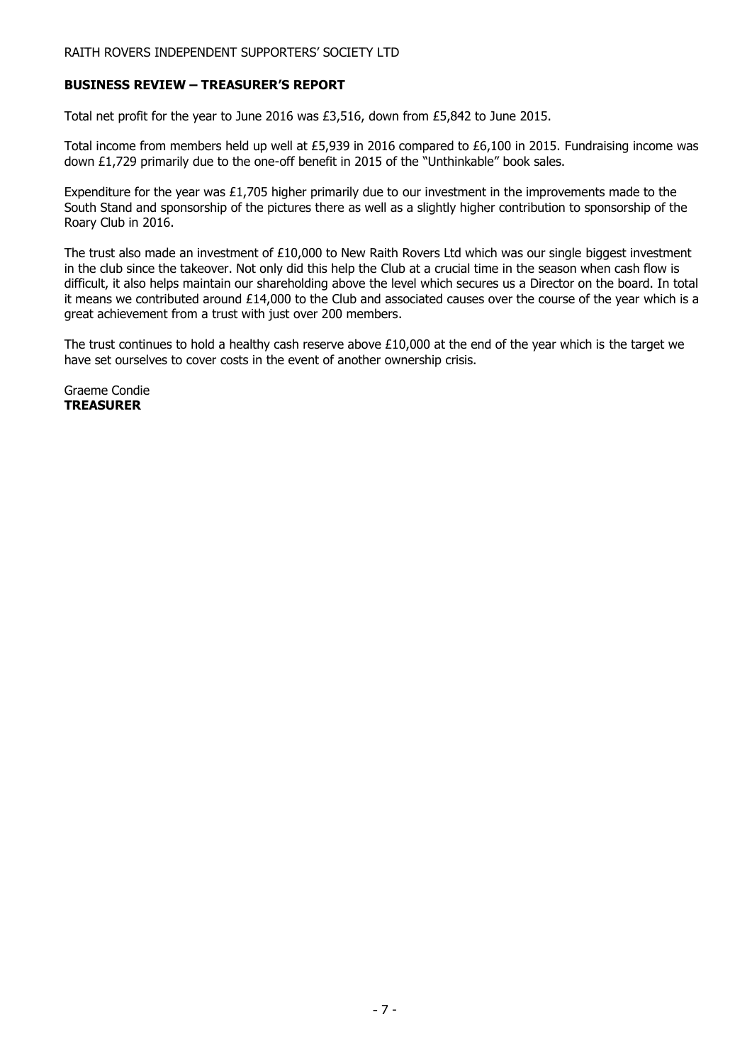## BUSINESS REVIEW – TREASURER'S REPORT

Total net profit for the year to June 2016 was £3,516, down from £5,842 to June 2015.

Total income from members held up well at £5,939 in 2016 compared to £6,100 in 2015. Fundraising income was down £1,729 primarily due to the one-off benefit in 2015 of the "Unthinkable" book sales.

Expenditure for the year was £1,705 higher primarily due to our investment in the improvements made to the South Stand and sponsorship of the pictures there as well as a slightly higher contribution to sponsorship of the Roary Club in 2016.

The trust also made an investment of £10,000 to New Raith Rovers Ltd which was our single biggest investment in the club since the takeover. Not only did this help the Club at a crucial time in the season when cash flow is difficult, it also helps maintain our shareholding above the level which secures us a Director on the board. In total it means we contributed around £14,000 to the Club and associated causes over the course of the year which is a great achievement from a trust with just over 200 members.

The trust continues to hold a healthy cash reserve above £10,000 at the end of the year which is the target we have set ourselves to cover costs in the event of another ownership crisis.

Graeme Condie
**TREASURER**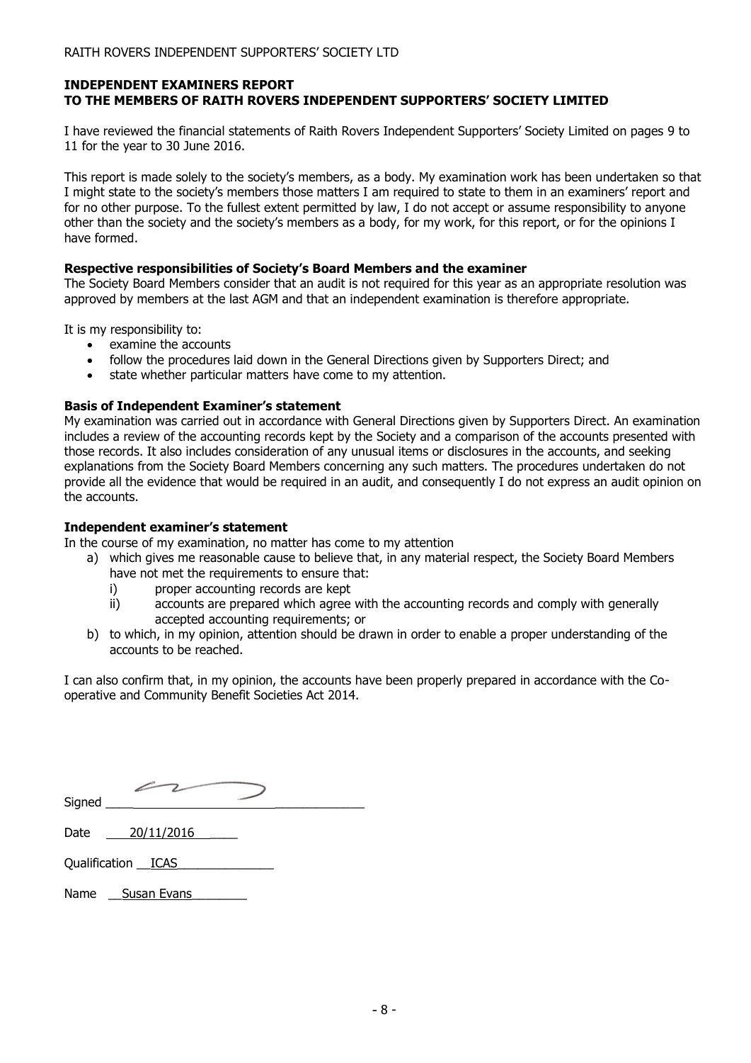## INDEPENDENT EXAMINERS REPORT
## TO THE MEMBERS OF RAITH ROVERS INDEPENDENT SUPPORTERS' SOCIETY LIMITED

I have reviewed the financial statements of Raith Rovers Independent Supporters' Society Limited on pages 9 to 11 for the year to 30 June 2016.

This report is made solely to the society's members, as a body. My examination work has been undertaken so that I might state to the society's members those matters I am required to state to them in an examiners' report and for no other purpose. To the fullest extent permitted by law, I do not accept or assume responsibility to anyone other than the society and the society's members as a body, for my work, for this report, or for the opinions I have formed.

**Respective responsibilities of Society's Board Members and the examiner**

The Society Board Members consider that an audit is not required for this year as an appropriate resolution was approved by members at the last AGM and that an independent examination is therefore appropriate.

It is my responsibility to:

- examine the accounts
- follow the procedures laid down in the General Directions given by Supporters Direct; and
- state whether particular matters have come to my attention.

**Basis of Independent Examiner's statement**

My examination was carried out in accordance with General Directions given by Supporters Direct. An examination includes a review of the accounting records kept by the Society and a comparison of the accounts presented with those records. It also includes consideration of any unusual items or disclosures in the accounts, and seeking explanations from the Society Board Members concerning any such matters. The procedures undertaken do not provide all the evidence that would be required in an audit, and consequently I do not express an audit opinion on the accounts.

**Independent examiner's statement**

In the course of my examination, no matter has come to my attention

a) which gives me reasonable cause to believe that, in any material respect, the Society Board Members have not met the requirements to ensure that:
   i) proper accounting records are kept
   ii) accounts are prepared which agree with the accounting records and comply with generally accepted accounting requirements; or
b) to which, in my opinion, attention should be drawn in order to enable a proper understanding of the accounts to be reached.

I can also confirm that, in my opinion, the accounts have been properly prepared in accordance with the Co-operative and Community Benefit Societies Act 2014.

Signed ____________________

Date 20/11/2016

Qualification ICAS

Name Susan Evans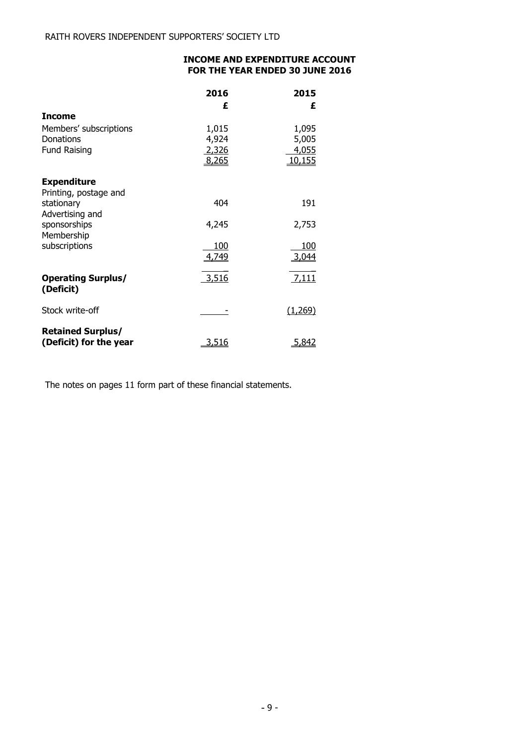RAITH ROVERS INDEPENDENT SUPPORTERS' SOCIETY LTD

## INCOME AND EXPENDITURE ACCOUNT FOR THE YEAR ENDED 30 JUNE 2016

| | 2016 | 2015 |
|---|---|---|
| | £ | £ |
| **Income** | | |
| Members' subscriptions | 1,015 | 1,095 |
| Donations | 4,924 | 5,005 |
| Fund Raising | 2,326 | 4,055 |
| | 8,265 | 10,155 |
| **Expenditure** | | |
| Printing, postage and stationary | 404 | 191 |
| Advertising and sponsorships | 4,245 | 2,753 |
| Membership subscriptions | 100 | 100 |
| | 4,749 | 3,044 |
| **Operating Surplus/ (Deficit)** | 3,516 | 7,111 |
| Stock write-off | - | (1,269) |
| **Retained Surplus/ (Deficit) for the year** | 3,516 | 5,842 |

The notes on pages 11 form part of these financial statements.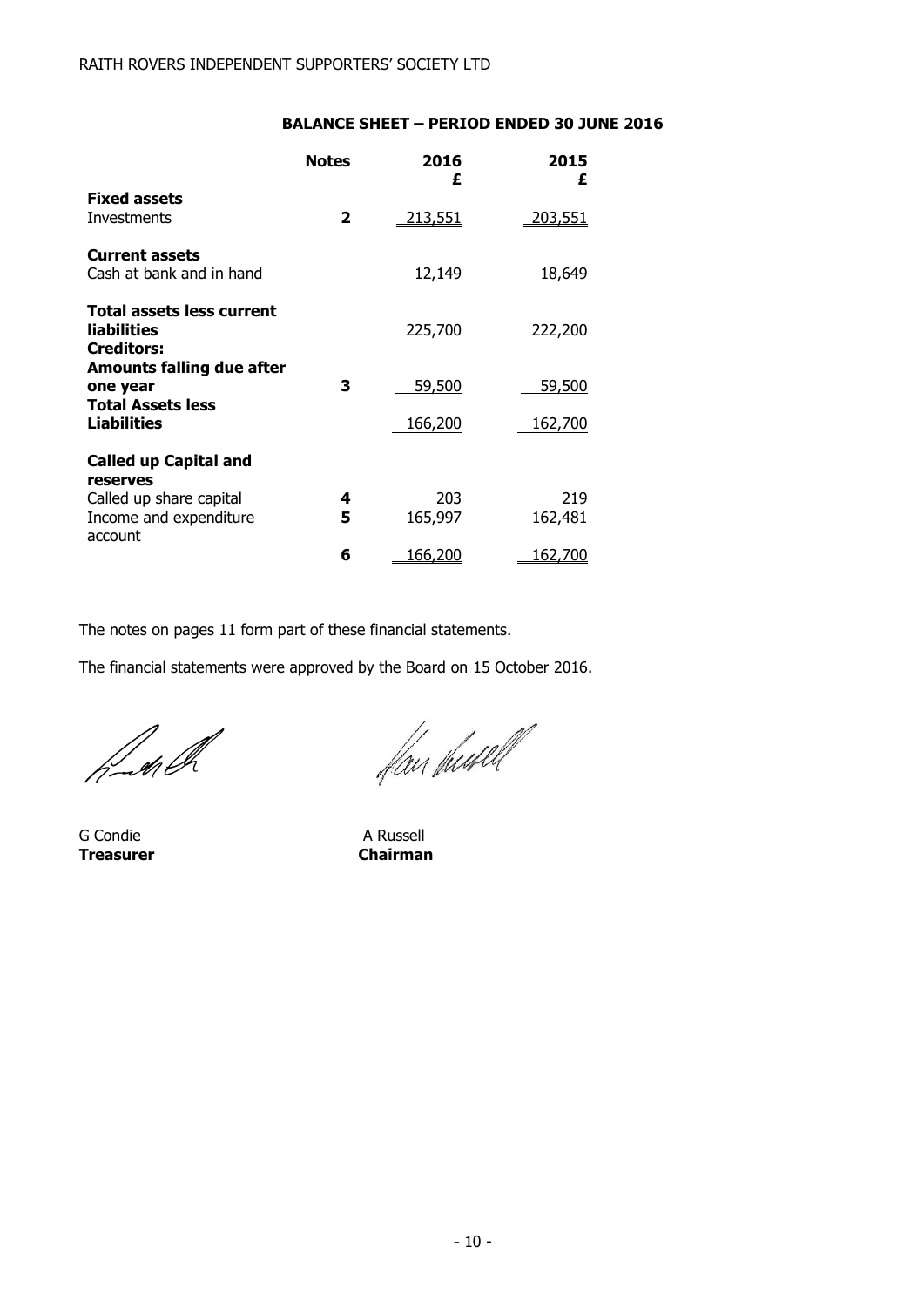RAITH ROVERS INDEPENDENT SUPPORTERS' SOCIETY LTD

## BALANCE SHEET – PERIOD ENDED 30 JUNE 2016

| | Notes | 2016 £ | 2015 £ |
|---|---|---|---|
| **Fixed assets** | | | |
| Investments | **2** | 213,551 | 203,551 |
| **Current assets** | | | |
| Cash at bank and in hand | | 12,149 | 18,649 |
| **Total assets less current liabilities** | | 225,700 | 222,200 |
| **Creditors:** | | | |
| **Amounts falling due after one year** | **3** | 59,500 | 59,500 |
| **Total Assets less Liabilities** | | 166,200 | 162,700 |
| **Called up Capital and reserves** | | | |
| Called up share capital | **4** | 203 | 219 |
| Income and expenditure account | **5** | 165,997 | 162,481 |
| | **6** | 166,200 | 162,700 |

The notes on pages 11 form part of these financial statements.

The financial statements were approved by the Board on 15 October 2016.

G Condie
**Treasurer**

A Russell
**Chairman**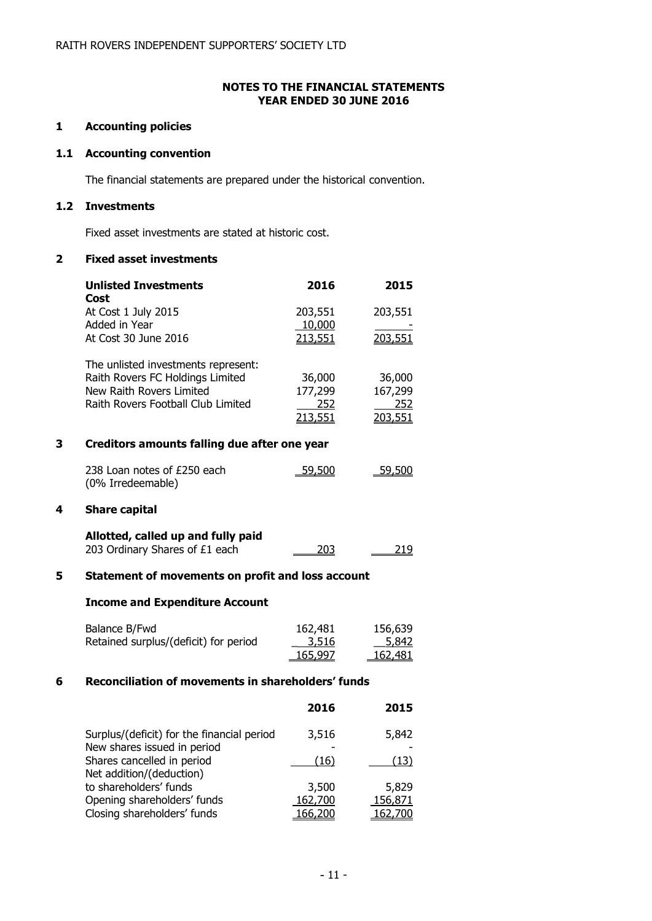RAITH ROVERS INDEPENDENT SUPPORTERS' SOCIETY LTD

**NOTES TO THE FINANCIAL STATEMENTS**
**YEAR ENDED 30 JUNE 2016**

## 1 Accounting policies

### 1.1 Accounting convention

The financial statements are prepared under the historical convention.

### 1.2 Investments

Fixed asset investments are stated at historic cost.

## 2 Fixed asset investments

| **Unlisted Investments** | **2016** | **2015** |
|---|---|---|
| **Cost** | | |
| At Cost 1 July 2015 | 203,551 | 203,551 |
| Added in Year | 10,000 | - |
| At Cost 30 June 2016 | 213,551 | 203,551 |
| | | |
| The unlisted investments represent: | | |
| Raith Rovers FC Holdings Limited | 36,000 | 36,000 |
| New Raith Rovers Limited | 177,299 | 167,299 |
| Raith Rovers Football Club Limited | 252 | 252 |
| | 213,551 | 203,551 |

## 3 Creditors amounts falling due after one year

| | | |
|---|---|---|
| 238 Loan notes of £250 each (0% Irredeemable) | 59,500 | 59,500 |

## 4 Share capital

| | | |
|---|---|---|
| **Allotted, called up and fully paid** | | |
| 203 Ordinary Shares of £1 each | 203 | 219 |

## 5 Statement of movements on profit and loss account

### Income and Expenditure Account

| | | |
|---|---|---|
| Balance B/Fwd | 162,481 | 156,639 |
| Retained surplus/(deficit) for period | 3,516 | 5,842 |
| | 165,997 | 162,481 |

## 6 Reconciliation of movements in shareholders' funds

| | **2016** | **2015** |
|---|---|---|
| Surplus/(deficit) for the financial period | 3,516 | 5,842 |
| New shares issued in period | - | - |
| Shares cancelled in period | (16) | (13) |
| Net addition/(deduction) to shareholders' funds | 3,500 | 5,829 |
| Opening shareholders' funds | 162,700 | 156,871 |
| Closing shareholders' funds | 166,200 | 162,700 |